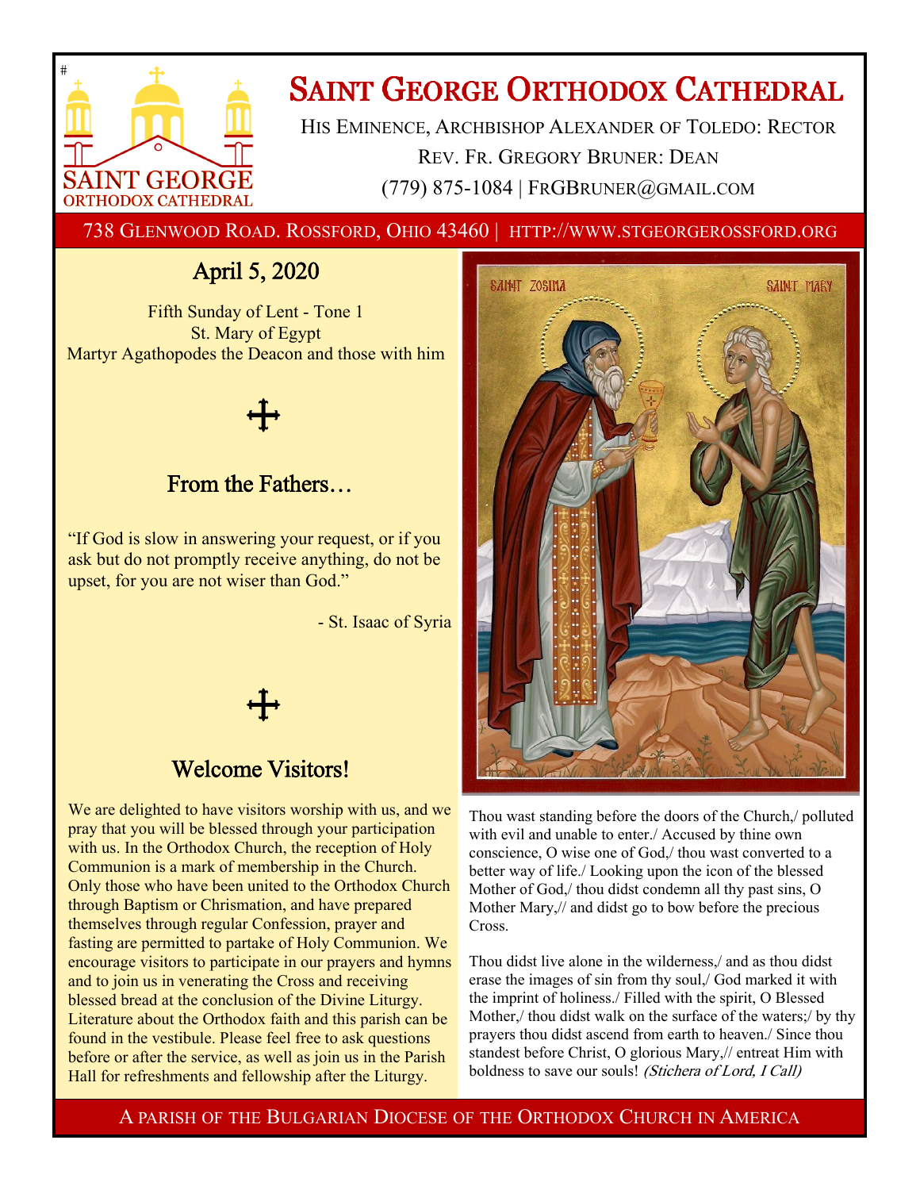# Saint George Orthodox Cathedral

His Eminence, Archbishop Alexander of Toledo: Rector
Rev. Fr. Gregory Bruner: Dean
(779) 875-1084 | FRGBRUNER@GMAIL.COM

738 Glenwood Road. Rossford, Ohio 43460 | HTTP://WWW.STGEORGEROSSFORD.ORG

## April 5, 2020

Fifth Sunday of Lent - Tone 1
St. Mary of Egypt
Martyr Agathopodes the Deacon and those with him

## From the Fathers…

"If God is slow in answering your request, or if you ask but do not promptly receive anything, do not be upset, for you are not wiser than God."

- St. Isaac of Syria

## Welcome Visitors!

We are delighted to have visitors worship with us, and we pray that you will be blessed through your participation with us. In the Orthodox Church, the reception of Holy Communion is a mark of membership in the Church. Only those who have been united to the Orthodox Church through Baptism or Chrismation, and have prepared themselves through regular Confession, prayer and fasting are permitted to partake of Holy Communion. We encourage visitors to participate in our prayers and hymns and to join us in venerating the Cross and receiving blessed bread at the conclusion of the Divine Liturgy. Literature about the Orthodox faith and this parish can be found in the vestibule. Please feel free to ask questions before or after the service, as well as join us in the Parish Hall for refreshments and fellowship after the Liturgy.

Thou wast standing before the doors of the Church,/ polluted with evil and unable to enter./ Accused by thine own conscience, O wise one of God,/ thou wast converted to a better way of life./ Looking upon the icon of the blessed Mother of God,/ thou didst condemn all thy past sins, O Mother Mary,// and didst go to bow before the precious Cross.

Thou didst live alone in the wilderness,/ and as thou didst erase the images of sin from thy soul,/ God marked it with the imprint of holiness./ Filled with the spirit, O Blessed Mother,/ thou didst walk on the surface of the waters;/ by thy prayers thou didst ascend from earth to heaven./ Since thou standest before Christ, O glorious Mary,// entreat Him with boldness to save our souls! *(Stichera of Lord, I Call)*

A parish of the Bulgarian Diocese of the Orthodox Church in America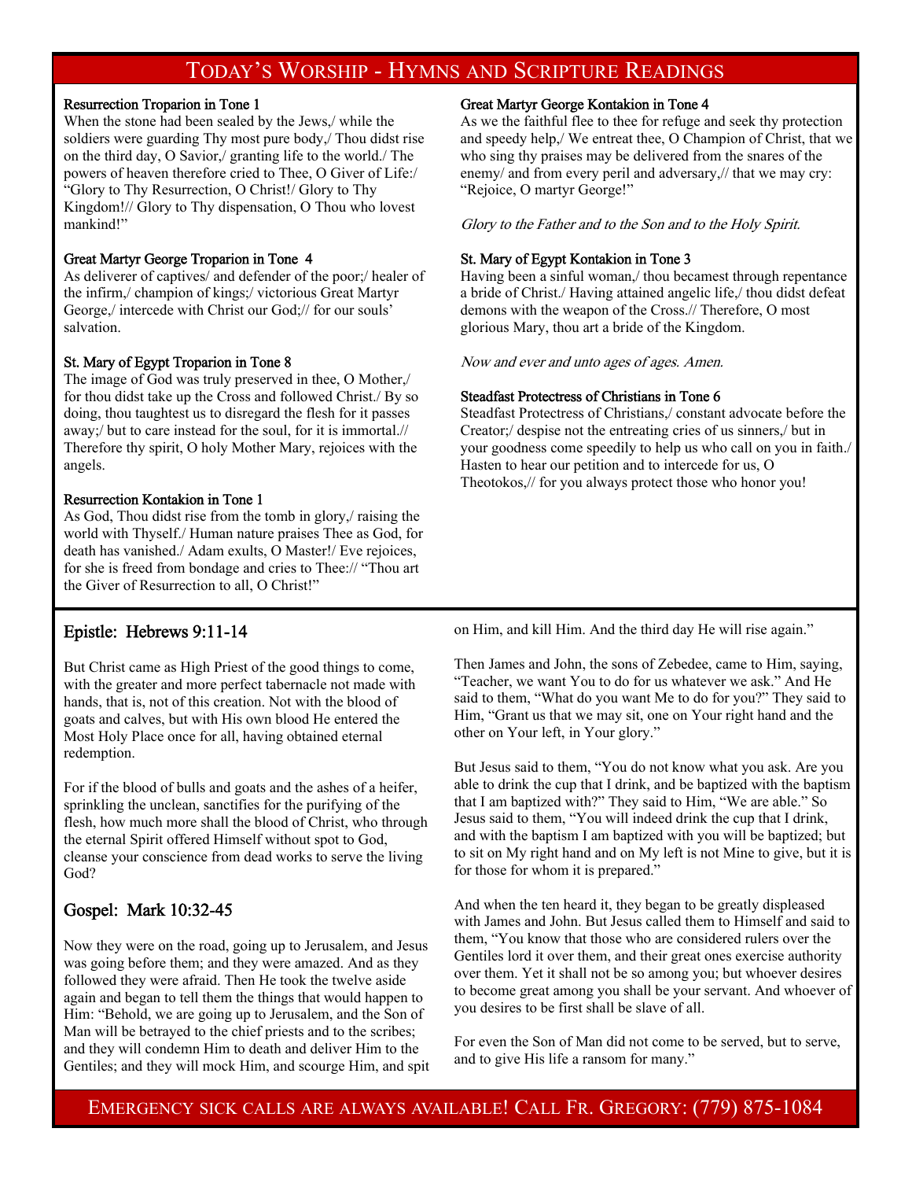# Today's Worship - Hymns and Scripture Readings

**Resurrection Troparion in Tone 1**
When the stone had been sealed by the Jews,/ while the soldiers were guarding Thy most pure body,/ Thou didst rise on the third day, O Savior,/ granting life to the world./ The powers of heaven therefore cried to Thee, O Giver of Life:/ "Glory to Thy Resurrection, O Christ!/ Glory to Thy Kingdom!// Glory to Thy dispensation, O Thou who lovest mankind!"

**Great Martyr George Troparion in Tone 4**
As deliverer of captives/ and defender of the poor;/ healer of the infirm,/ champion of kings;/ victorious Great Martyr George,/ intercede with Christ our God;// for our souls' salvation.

**St. Mary of Egypt Troparion in Tone 8**
The image of God was truly preserved in thee, O Mother,/ for thou didst take up the Cross and followed Christ./ By so doing, thou taughtest us to disregard the flesh for it passes away;/ but to care instead for the soul, for it is immortal.// Therefore thy spirit, O holy Mother Mary, rejoices with the angels.

**Resurrection Kontakion in Tone 1**
As God, Thou didst rise from the tomb in glory,/ raising the world with Thyself./ Human nature praises Thee as God, for death has vanished./ Adam exults, O Master!/ Eve rejoices, for she is freed from bondage and cries to Thee:// "Thou art the Giver of Resurrection to all, O Christ!"

**Great Martyr George Kontakion in Tone 4**
As we the faithful flee to thee for refuge and seek thy protection and speedy help,/ We entreat thee, O Champion of Christ, that we who sing thy praises may be delivered from the snares of the enemy/ and from every peril and adversary,// that we may cry: "Rejoice, O martyr George!"

*Glory to the Father and to the Son and to the Holy Spirit.*

**St. Mary of Egypt Kontakion in Tone 3**
Having been a sinful woman,/ thou becamest through repentance a bride of Christ./ Having attained angelic life,/ thou didst defeat demons with the weapon of the Cross.// Therefore, O most glorious Mary, thou art a bride of the Kingdom.

*Now and ever and unto ages of ages. Amen.*

**Steadfast Protectress of Christians in Tone 6**
Steadfast Protectress of Christians,/ constant advocate before the Creator;/ despise not the entreating cries of us sinners,/ but in your goodness come speedily to help us who call on you in faith./ Hasten to hear our petition and to intercede for us, O Theotokos,// for you always protect those who honor you!

## Epistle: Hebrews 9:11-14

But Christ came as High Priest of the good things to come, with the greater and more perfect tabernacle not made with hands, that is, not of this creation. Not with the blood of goats and calves, but with His own blood He entered the Most Holy Place once for all, having obtained eternal redemption.

For if the blood of bulls and goats and the ashes of a heifer, sprinkling the unclean, sanctifies for the purifying of the flesh, how much more shall the blood of Christ, who through the eternal Spirit offered Himself without spot to God, cleanse your conscience from dead works to serve the living God?

## Gospel: Mark 10:32-45

Now they were on the road, going up to Jerusalem, and Jesus was going before them; and they were amazed. And as they followed they were afraid. Then He took the twelve aside again and began to tell them the things that would happen to Him: "Behold, we are going up to Jerusalem, and the Son of Man will be betrayed to the chief priests and to the scribes; and they will condemn Him to death and deliver Him to the Gentiles; and they will mock Him, and scourge Him, and spit on Him, and kill Him. And the third day He will rise again."

Then James and John, the sons of Zebedee, came to Him, saying, "Teacher, we want You to do for us whatever we ask." And He said to them, "What do you want Me to do for you?" They said to Him, "Grant us that we may sit, one on Your right hand and the other on Your left, in Your glory."

But Jesus said to them, "You do not know what you ask. Are you able to drink the cup that I drink, and be baptized with the baptism that I am baptized with?" They said to Him, "We are able." So Jesus said to them, "You will indeed drink the cup that I drink, and with the baptism I am baptized with you will be baptized; but to sit on My right hand and on My left is not Mine to give, but it is for those for whom it is prepared."

And when the ten heard it, they began to be greatly displeased with James and John. But Jesus called them to Himself and said to them, "You know that those who are considered rulers over the Gentiles lord it over them, and their great ones exercise authority over them. Yet it shall not be so among you; but whoever desires to become great among you shall be your servant. And whoever of you desires to be first shall be slave of all.

For even the Son of Man did not come to be served, but to serve, and to give His life a ransom for many."

Emergency sick calls are always available! Call Fr. Gregory: (779) 875-1084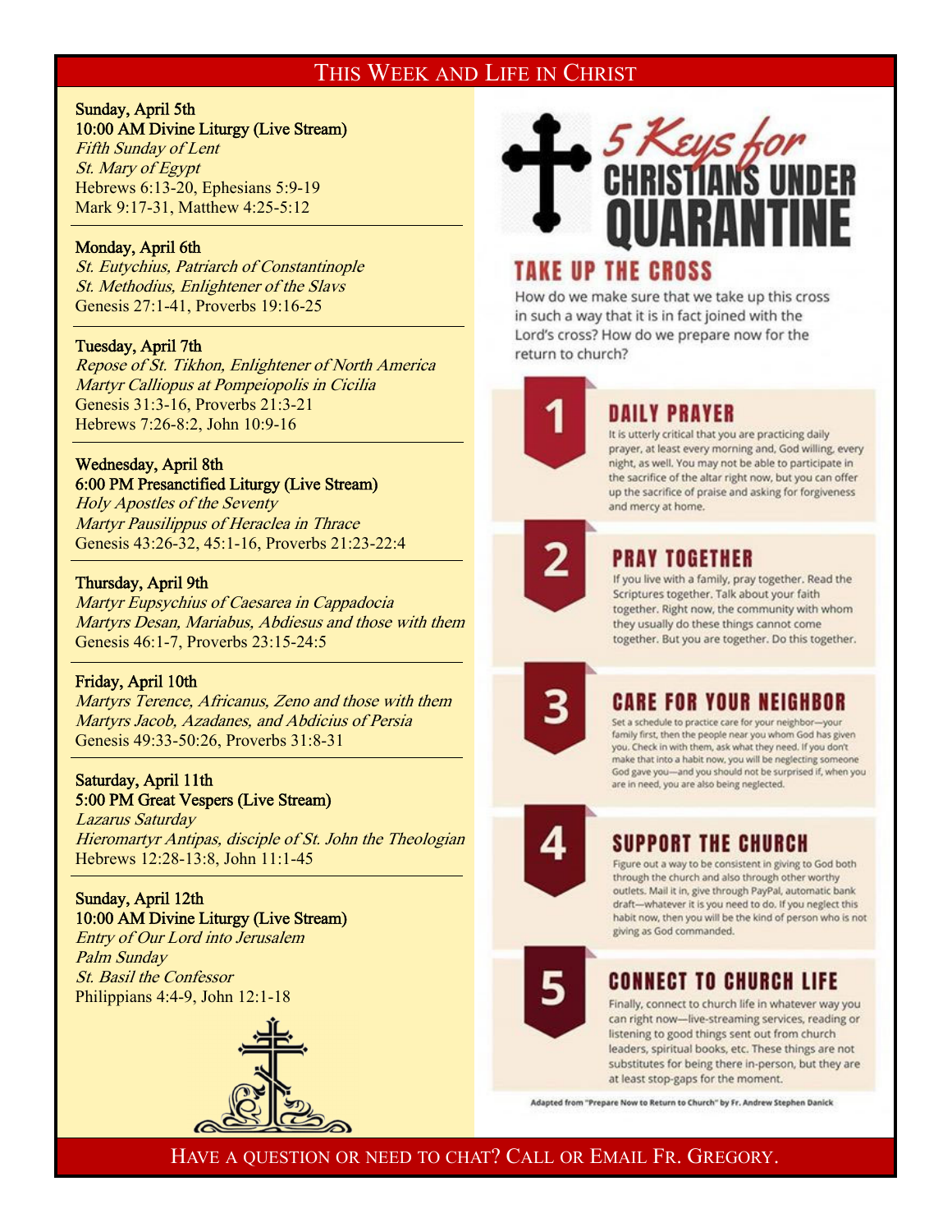# This Week and Life in Christ

**Sunday, April 5th**
**10:00 AM Divine Liturgy (Live Stream)**
*Fifth Sunday of Lent*
*St. Mary of Egypt*
Hebrews 6:13-20, Ephesians 5:9-19
Mark 9:17-31, Matthew 4:25-5:12

---

**Monday, April 6th**
*St. Eutychius, Patriarch of Constantinople*
*St. Methodius, Enlightener of the Slavs*
Genesis 27:1-41, Proverbs 19:16-25

---

**Tuesday, April 7th**
*Repose of St. Tikhon, Enlightener of North America*
*Martyr Calliopus at Pompeiopolis in Cicilia*
Genesis 31:3-16, Proverbs 21:3-21
Hebrews 7:26-8:2, John 10:9-16

---

**Wednesday, April 8th**
**6:00 PM Presanctified Liturgy (Live Stream)**
*Holy Apostles of the Seventy*
*Martyr Pausilippus of Heraclea in Thrace*
Genesis 43:26-32, 45:1-16, Proverbs 21:23-22:4

---

**Thursday, April 9th**
*Martyr Eupsychius of Caesarea in Cappadocia*
*Martyrs Desan, Mariabus, Abdiesus and those with them*
Genesis 46:1-7, Proverbs 23:15-24:5

---

**Friday, April 10th**
*Martyrs Terence, Africanus, Zeno and those with them*
*Martyrs Jacob, Azadanes, and Abdicius of Persia*
Genesis 49:33-50:26, Proverbs 31:8-31

---

**Saturday, April 11th**
**5:00 PM Great Vespers (Live Stream)**
*Lazarus Saturday*
*Hieromartyr Antipas, disciple of St. John the Theologian*
Hebrews 12:28-13:8, John 11:1-45

---

**Sunday, April 12th**
**10:00 AM Divine Liturgy (Live Stream)**
*Entry of Our Lord into Jerusalem*
*Palm Sunday*
*St. Basil the Confessor*
Philippians 4:4-9, John 12:1-18

## 5 Keys for Christians Under Quarantine

### Take Up the Cross

How do we make sure that we take up this cross in such a way that it is in fact joined with the Lord's cross? How do we prepare now for the return to church?

### 1 Daily Prayer

It is utterly critical that you are practicing daily prayer, at least every morning and, God willing, every night, as well. You may not be able to participate in the sacrifice of the altar right now, but you can offer up the sacrifice of praise and asking for forgiveness and mercy at home.

### 2 Pray Together

If you live with a family, pray together. Read the Scriptures together. Talk about your faith together. Right now, the community with whom they usually do these things cannot come together. But you are together. Do this together.

### 3 Care for Your Neighbor

Set a schedule to practice care for your neighbor—your family first, then the people near you whom God has given you. Check in with them, ask what they need. If you don't make that into a habit now, you will be neglecting someone God gave you—and you should not be surprised if, when you are in need, you are also being neglected.

### 4 Support the Church

Figure out a way to be consistent in giving to God both through the church and also through other worthy outlets. Mail it in, give through PayPal, automatic bank draft—whatever it is you need to do. If you neglect this habit now, then you will be the kind of person who is not giving as God commanded.

### 5 Connect to Church Life

Finally, connect to church life in whatever way you can right now—live-streaming services, reading or listening to good things sent out from church leaders, spiritual books, etc. These things are not substitutes for being there in-person, but they are at least stop-gaps for the moment.

Adapted from "Prepare Now to Return to Church" by Fr. Andrew Stephen Damick

Have a question or need to chat? Call or Email Fr. Gregory.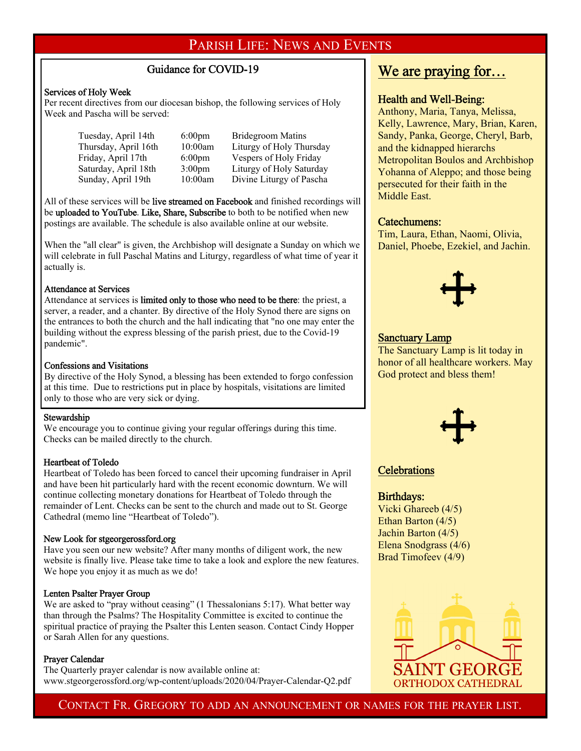# Parish Life: News and Events

## Guidance for COVID-19

### Services of Holy Week

Per recent directives from our diocesan bishop, the following services of Holy Week and Pascha will be served:

| | | |
|---|---|---|
| Tuesday, April 14th | 6:00pm | Bridegroom Matins |
| Thursday, April 16th | 10:00am | Liturgy of Holy Thursday |
| Friday, April 17th | 6:00pm | Vespers of Holy Friday |
| Saturday, April 18th | 3:00pm | Liturgy of Holy Saturday |
| Sunday, April 19th | 10:00am | Divine Liturgy of Pascha |

All of these services will be live streamed on Facebook and finished recordings will be uploaded to YouTube. Like, Share, Subscribe to both to be notified when new postings are available. The schedule is also available online at our website.

When the "all clear" is given, the Archbishop will designate a Sunday on which we will celebrate in full Paschal Matins and Liturgy, regardless of what time of year it actually is.

### Attendance at Services

Attendance at services is limited only to those who need to be there: the priest, a server, a reader, and a chanter. By directive of the Holy Synod there are signs on the entrances to both the church and the hall indicating that "no one may enter the building without the express blessing of the parish priest, due to the Covid-19 pandemic".

### Confessions and Visitations

By directive of the Holy Synod, a blessing has been extended to forgo confession at this time. Due to restrictions put in place by hospitals, visitations are limited only to those who are very sick or dying.

### Stewardship

We encourage you to continue giving your regular offerings during this time. Checks can be mailed directly to the church.

### Heartbeat of Toledo

Heartbeat of Toledo has been forced to cancel their upcoming fundraiser in April and have been hit particularly hard with the recent economic downturn. We will continue collecting monetary donations for Heartbeat of Toledo through the remainder of Lent. Checks can be sent to the church and made out to St. George Cathedral (memo line "Heartbeat of Toledo").

### New Look for stgeorgerossford.org

Have you seen our new website? After many months of diligent work, the new website is finally live. Please take time to take a look and explore the new features. We hope you enjoy it as much as we do!

### Lenten Psalter Prayer Group

We are asked to "pray without ceasing" (1 Thessalonians 5:17). What better way than through the Psalms? The Hospitality Committee is excited to continue the spiritual practice of praying the Psalter this Lenten season. Contact Cindy Hopper or Sarah Allen for any questions.

### Prayer Calendar

The Quarterly prayer calendar is now available online at: www.stgeorgerossford.org/wp-content/uploads/2020/04/Prayer-Calendar-Q2.pdf

## We are praying for…

### Health and Well-Being:

Anthony, Maria, Tanya, Melissa, Kelly, Lawrence, Mary, Brian, Karen, Sandy, Panka, George, Cheryl, Barb, and the kidnapped hierarchs Metropolitan Boulos and Archbishop Yohanna of Aleppo; and those being persecuted for their faith in the Middle East.

### Catechumens:

Tim, Laura, Ethan, Naomi, Olivia, Daniel, Phoebe, Ezekiel, and Jachin.

### Sanctuary Lamp

The Sanctuary Lamp is lit today in honor of all healthcare workers. May God protect and bless them!

### Celebrations

### Birthdays:

Vicki Ghareeb (4/5)
Ethan Barton (4/5)
Jachin Barton (4/5)
Elena Snodgrass (4/6)
Brad Timofeev (4/9)

SAINT GEORGE
ORTHODOX CATHEDRAL

Contact Fr. Gregory to add an announcement or names for the prayer list.